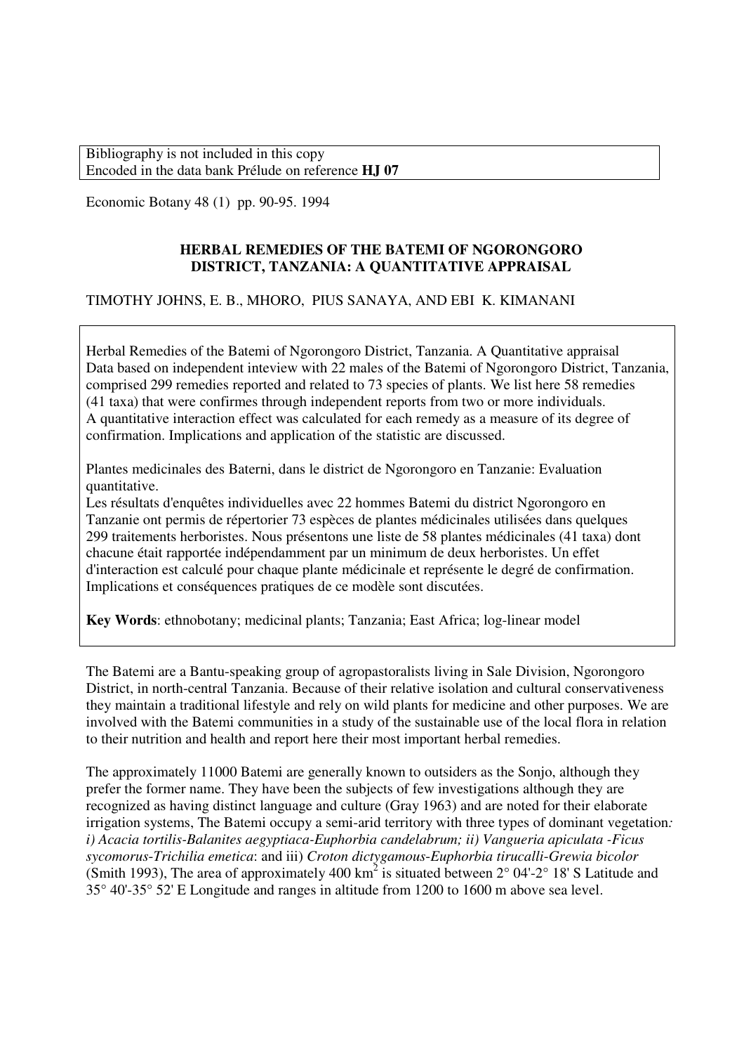Bibliography is not included in this copy
Encoded in the data bank Prélude on reference **HJ 07**

Economic Botany 48 (1) pp. 90-95. 1994

# HERBAL REMEDIES OF THE BATEMI OF NGORONGORO DISTRICT, TANZANIA: A QUANTITATIVE APPRAISAL

TIMOTHY JOHNS, E. B., MHORO, PIUS SANAYA, AND EBI K. KIMANANI

Herbal Remedies of the Batemi of Ngorongoro District, Tanzania. A Quantitative appraisal
Data based on independent inteview with 22 males of the Batemi of Ngorongoro District, Tanzania, comprised 299 remedies reported and related to 73 species of plants. We list here 58 remedies (41 taxa) that were confirmes through independent reports from two or more individuals. A quantitative interaction effect was calculated for each remedy as a measure of its degree of confirmation. Implications and application of the statistic are discussed.

Plantes medicinales des Baterni, dans le district de Ngorongoro en Tanzanie: Evaluation quantitative.
Les résultats d'enquêtes individuelles avec 22 hommes Batemi du district Ngorongoro en Tanzanie ont permis de répertorier 73 espèces de plantes médicinales utilisées dans quelques 299 traitements herboristes. Nous présentons une liste de 58 plantes médicinales (41 taxa) dont chacune était rapportée indépendamment par un minimum de deux herboristes. Un effet d'interaction est calculé pour chaque plante médicinale et représente le degré de confirmation. Implications et conséquences pratiques de ce modèle sont discutées.

**Key Words**: ethnobotany; medicinal plants; Tanzania; East Africa; log-linear model

The Batemi are a Bantu-speaking group of agropastoralists living in Sale Division, Ngorongoro District, in north-central Tanzania. Because of their relative isolation and cultural conservativeness they maintain a traditional lifestyle and rely on wild plants for medicine and other purposes. We are involved with the Batemi communities in a study of the sustainable use of the local flora in relation to their nutrition and health and report here their most important herbal remedies.

The approximately 11000 Batemi are generally known to outsiders as the Sonjo, although they prefer the former name. They have been the subjects of few investigations although they are recognized as having distinct language and culture (Gray 1963) and are noted for their elaborate irrigation systems, The Batemi occupy a semi-arid territory with three types of dominant vegetation*:* *i) Acacia tortilis-Balanites aegyptiaca-Euphorbia candelabrum; ii) Vangueria apiculata -Ficus sycomorus-Trichilia emetica*: and iii) *Croton dictygamous-Euphorbia tirucalli-Grewia bicolor* (Smith 1993), The area of approximately 400 km$^2$ is situated between 2° 04'-2° 18' S Latitude and 35° 40'-35° 52' E Longitude and ranges in altitude from 1200 to 1600 m above sea level.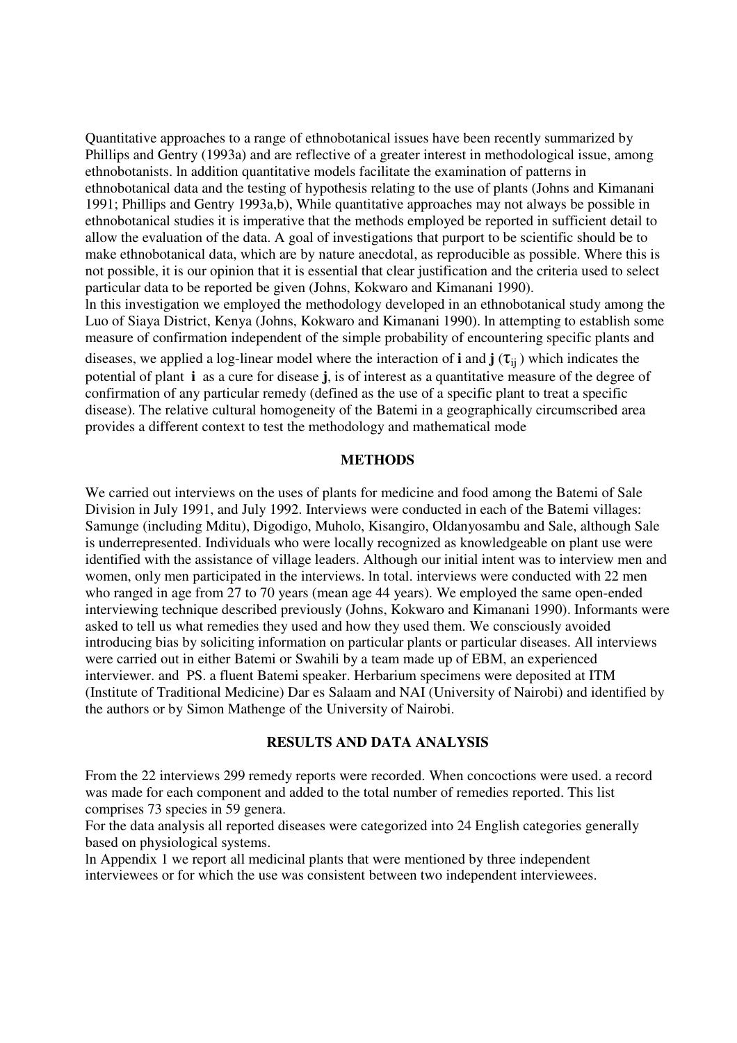Quantitative approaches to a range of ethnobotanical issues have been recently summarized by Phillips and Gentry (1993a) and are reflective of a greater interest in methodological issue, among ethnobotanists. ln addition quantitative models facilitate the examination of patterns in ethnobotanical data and the testing of hypothesis relating to the use of plants (Johns and Kimanani 1991; Phillips and Gentry 1993a,b), While quantitative approaches may not always be possible in ethnobotanical studies it is imperative that the methods employed be reported in sufficient detail to allow the evaluation of the data. A goal of investigations that purport to be scientific should be to make ethnobotanical data, which are by nature anecdotal, as reproducible as possible. Where this is not possible, it is our opinion that it is essential that clear justification and the criteria used to select particular data to be reported be given (Johns, Kokwaro and Kimanani 1990).

ln this investigation we employed the methodology developed in an ethnobotanical study among the Luo of Siaya District, Kenya (Johns, Kokwaro and Kimanani 1990). ln attempting to establish some measure of confirmation independent of the simple probability of encountering specific plants and diseases, we applied a log-linear model where the interaction of **i** and **j** ($\tau_{ij}$) which indicates the potential of plant **i** as a cure for disease **j**, is of interest as a quantitative measure of the degree of confirmation of any particular remedy (defined as the use of a specific plant to treat a specific disease). The relative cultural homogeneity of the Batemi in a geographically circumscribed area provides a different context to test the methodology and mathematical mode

## METHODS

We carried out interviews on the uses of plants for medicine and food among the Batemi of Sale Division in July 1991, and July 1992. Interviews were conducted in each of the Batemi villages: Samunge (including Mditu), Digodigo, Muholo, Kisangiro, Oldanyosambu and Sale, although Sale is underrepresented. Individuals who were locally recognized as knowledgeable on plant use were identified with the assistance of village leaders. Although our initial intent was to interview men and women, only men participated in the interviews. ln total. interviews were conducted with 22 men who ranged in age from 27 to 70 years (mean age 44 years). We employed the same open-ended interviewing technique described previously (Johns, Kokwaro and Kimanani 1990). Informants were asked to tell us what remedies they used and how they used them. We consciously avoided introducing bias by soliciting information on particular plants or particular diseases. All interviews were carried out in either Batemi or Swahili by a team made up of EBM, an experienced interviewer. and PS. a fluent Batemi speaker. Herbarium specimens were deposited at ITM (Institute of Traditional Medicine) Dar es Salaam and NAI (University of Nairobi) and identified by the authors or by Simon Mathenge of the University of Nairobi.

## RESULTS AND DATA ANALYSIS

From the 22 interviews 299 remedy reports were recorded. When concoctions were used. a record was made for each component and added to the total number of remedies reported. This list comprises 73 species in 59 genera.

For the data analysis all reported diseases were categorized into 24 English categories generally based on physiological systems.

ln Appendix 1 we report all medicinal plants that were mentioned by three independent interviewees or for which the use was consistent between two independent interviewees.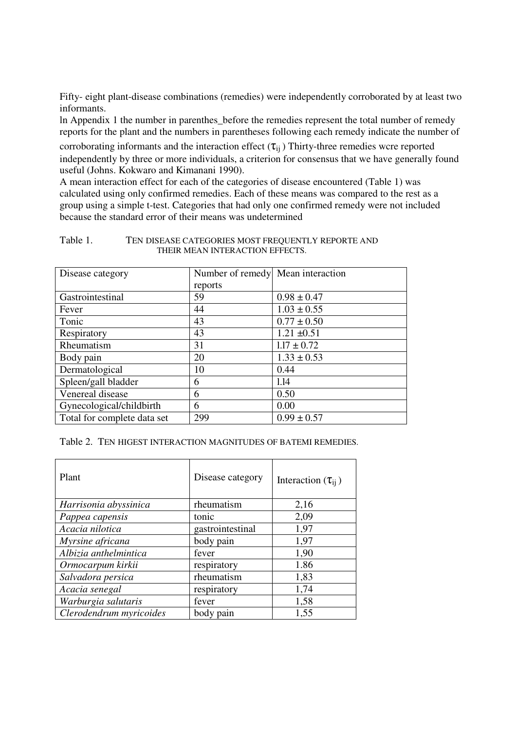Fifty- eight plant-disease combinations (remedies) were independently corroborated by at least two informants.

ln Appendix 1 the number in parenthes_before the remedies represent the total number of remedy reports for the plant and the numbers in parentheses following each remedy indicate the number of corroborating informants and the interaction effect ($\tau_{ij}$ ) Thirty-three remedies wcre reported independently by three or more individuals, a criterion for consensus that we have generally found useful (Johns. Kokwaro and Kimanani 1990).

A mean interaction effect for each of the categories of disease encountered (Table 1) was calculated using only confirmed remedies. Each of these means was compared to the rest as a group using a simple t-test. Categories that had only one confirmed remedy were not included because the standard error of their means was undetermined

Table 1. TEN DISEASE CATEGORIES MOST FREQUENTLY REPORTE AND THEIR MEAN INTERACTION EFFECTS.

| Disease category | Number of remedy reports | Mean interaction |
|---|---|---|
| Gastrointestinal | 59 | 0.98 ± 0.47 |
| Fever | 44 | 1.03 ± 0.55 |
| Tonic | 43 | 0.77 ± 0.50 |
| Respiratory | 43 | 1.21 ±0.51 |
| Rheumatism | 31 | 1.17 ± 0.72 |
| Body pain | 20 | 1.33 ± 0.53 |
| Dermatological | 10 | 0.44 |
| Spleen/gall bladder | 6 | 1.14 |
| Venereal disease | 6 | 0.50 |
| Gynecological/childbirth | 6 | 0.00 |
| Total for complete data set | 299 | 0.99 ± 0.57 |

Table 2. TEN HIGEST INTERACTION MAGNITUDES OF BATEMI REMEDIES.

| Plant | Disease category | Interaction ($\tau_{ij}$ ) |
|---|---|---|
| *Harrisonia abyssinica* | rheumatism | 2,16 |
| *Pappea capensis* | tonic | 2,09 |
| *Acacia nilotica* | gastrointestinal | 1,97 |
| *Myrsine africana* | body pain | 1,97 |
| *Albizia anthelmintica* | fever | 1,90 |
| *Ormocarpum kirkii* | respiratory | 1.86 |
| *Salvadora persica* | rheumatism | 1,83 |
| *Acacia senegal* | respiratory | 1,74 |
| *Warburgia salutaris* | fever | 1,58 |
| *Clerodendrum myricoides* | body pain | 1,55 |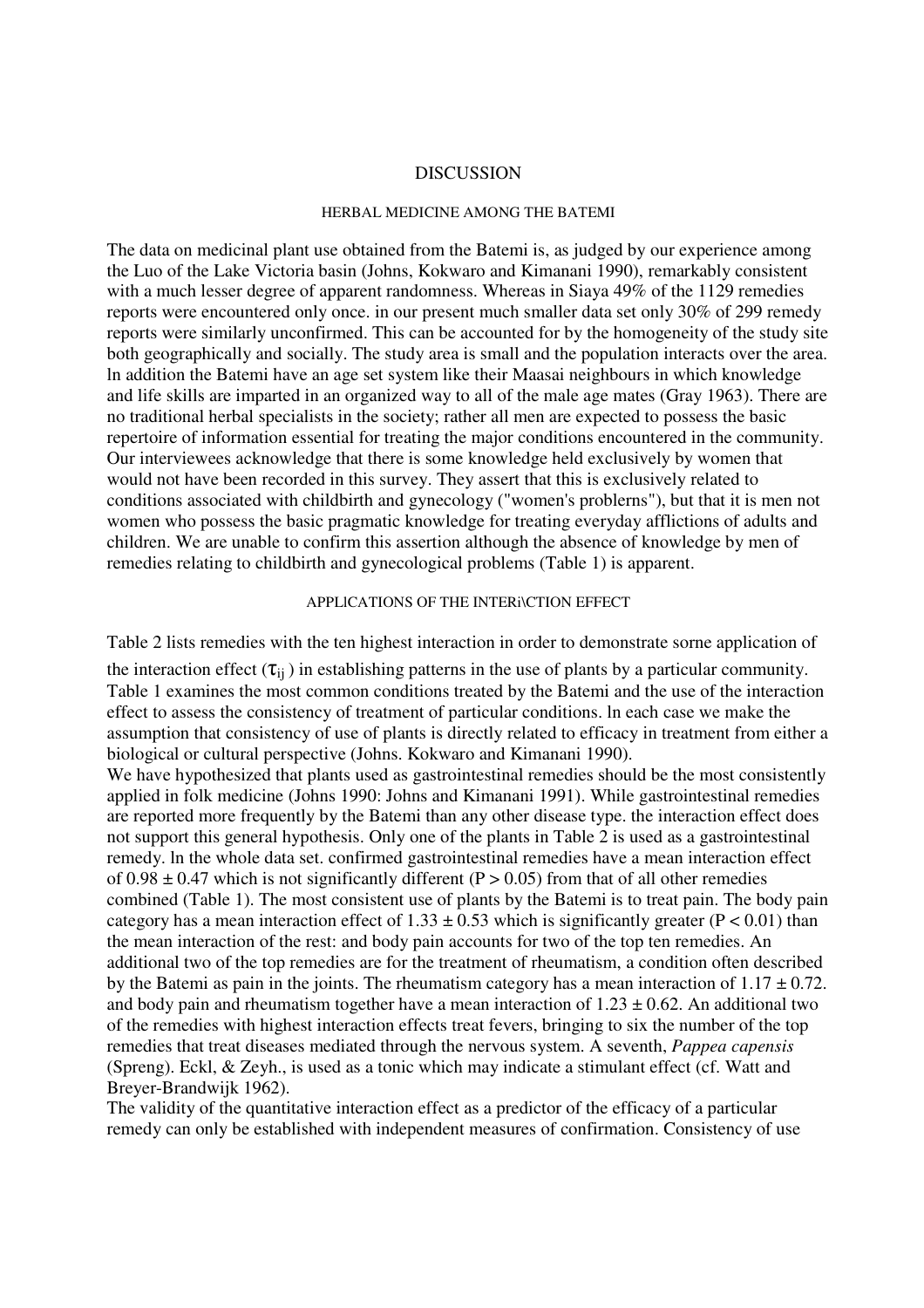# DISCUSSION

## HERBAL MEDICINE AMONG THE BATEMI

The data on medicinal plant use obtained from the Batemi is, as judged by our experience among the Luo of the Lake Victoria basin (Johns, Kokwaro and Kimanani 1990), remarkably consistent with a much lesser degree of apparent randomness. Whereas in Siaya 49% of the 1129 remedies reports were encountered only once. in our present much smaller data set only 30% of 299 remedy reports were similarly unconfirmed. This can be accounted for by the homogeneity of the study site both geographically and socially. The study area is small and the population interacts over the area. ln addition the Batemi have an age set system like their Maasai neighbours in which knowledge and life skills are imparted in an organized way to all of the male age mates (Gray 1963). There are no traditional herbal specialists in the society; rather all men are expected to possess the basic repertoire of information essential for treating the major conditions encountered in the community. Our interviewees acknowledge that there is some knowledge held exclusively by women that would not have been recorded in this survey. They assert that this is exclusively related to conditions associated with childbirth and gynecology ("women's problerns"), but that it is men not women who possess the basic pragmatic knowledge for treating everyday afflictions of adults and children. We are unable to confirm this assertion although the absence of knowledge by men of remedies relating to childbirth and gynecological problems (Table 1) is apparent.

## APPLICATIONS OF THE INTERi\CTION EFFECT

Table 2 lists remedies with the ten highest interaction in order to demonstrate sorne application of the interaction effect ($\tau_{ij}$) in establishing patterns in the use of plants by a particular community. Table 1 examines the most common conditions treated by the Batemi and the use of the interaction effect to assess the consistency of treatment of particular conditions. ln each case we make the assumption that consistency of use of plants is directly related to efficacy in treatment from either a biological or cultural perspective (Johns. Kokwaro and Kimanani 1990).

We have hypothesized that plants used as gastrointestinal remedies should be the most consistently applied in folk medicine (Johns 1990: Johns and Kimanani 1991). While gastrointestinal remedies are reported more frequently by the Batemi than any other disease type. the interaction effect does not support this general hypothesis. Only one of the plants in Table 2 is used as a gastrointestinal remedy. ln the whole data set. confirmed gastrointestinal remedies have a mean interaction effect of $0.98 \pm 0.47$ which is not significantly different ($P > 0.05$) from that of all other remedies combined (Table 1). The most consistent use of plants by the Batemi is to treat pain. The body pain category has a mean interaction effect of $1.33 \pm 0.53$ which is significantly greater ($P < 0.01$) than the mean interaction of the rest: and body pain accounts for two of the top ten remedies. An additional two of the top remedies are for the treatment of rheumatism, a condition often described by the Batemi as pain in the joints. The rheumatism category has a mean interaction of $1.17 \pm 0.72$. and body pain and rheumatism together have a mean interaction of $1.23 \pm 0.62$. An additional two of the remedies with highest interaction effects treat fevers, bringing to six the number of the top remedies that treat diseases mediated through the nervous system. A seventh, *Pappea capensis* (Spreng). Eckl, & Zeyh., is used as a tonic which may indicate a stimulant effect (cf. Watt and Breyer-Brandwijk 1962).

The validity of the quantitative interaction effect as a predictor of the efficacy of a particular remedy can only be established with independent measures of confirmation. Consistency of use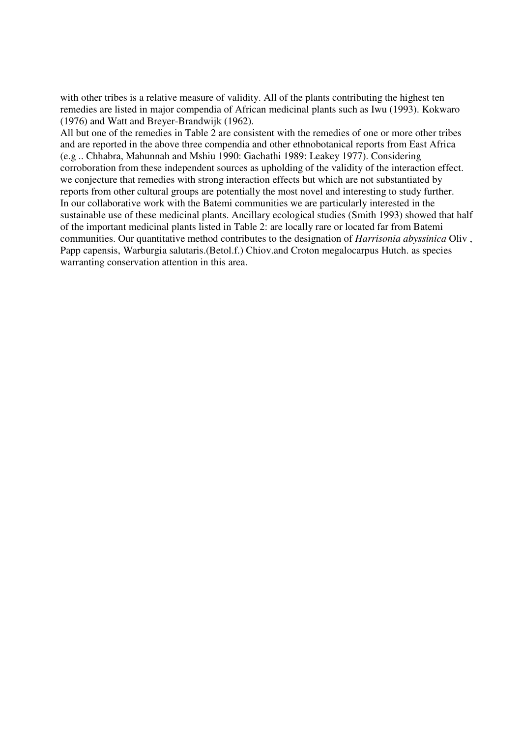with other tribes is a relative measure of validity. All of the plants contributing the highest ten remedies are listed in major compendia of African medicinal plants such as Iwu (1993). Kokwaro (1976) and Watt and Breyer-Brandwijk (1962).

All but one of the remedies in Table 2 are consistent with the remedies of one or more other tribes and are reported in the above three compendia and other ethnobotanical reports from East Africa (e.g .. Chhabra, Mahunnah and Mshiu 1990: Gachathi 1989: Leakey 1977). Considering corroboration from these independent sources as upholding of the validity of the interaction effect. we conjecture that remedies with strong interaction effects but which are not substantiated by reports from other cultural groups are potentially the most novel and interesting to study further.

In our collaborative work with the Batemi communities we are particularly interested in the sustainable use of these medicinal plants. Ancillary ecological studies (Smith 1993) showed that half of the important medicinal plants listed in Table 2: are locally rare or located far from Batemi communities. Our quantitative method contributes to the designation of *Harrisonia abyssinica* Oliv , Papp capensis, Warburgia salutaris.(Betol.f.) Chiov.and Croton megalocarpus Hutch. as species warranting conservation attention in this area.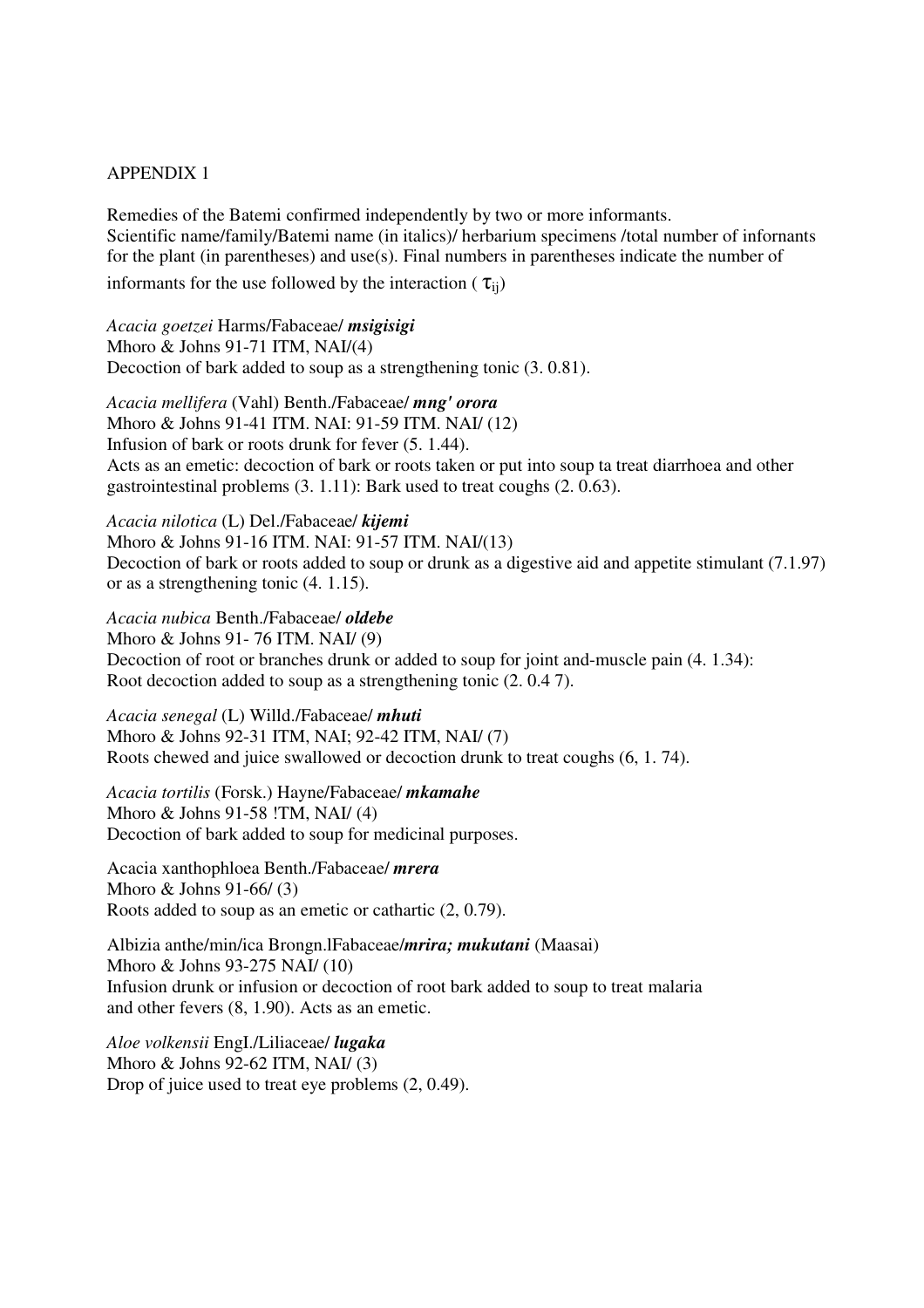APPENDIX 1

Remedies of the Batemi confirmed independently by two or more informants.
Scientific name/family/Batemi name (in italics)/ herbarium specimens /total number of infornants for the plant (in parentheses) and use(s). Final numbers in parentheses indicate the number of informants for the use followed by the interaction ( $\tau_{ij}$)

*Acacia goetzei* Harms/Fabaceae/ ***msigisigi***
Mhoro & Johns 91-71 ITM, NAI/(4)
Decoction of bark added to soup as a strengthening tonic (3. 0.81).

*Acacia mellifera* (Vahl) Benth./Fabaceae/ ***mng' orora***
Mhoro & Johns 91-41 ITM. NAI: 91-59 ITM. NAI/ (12)
Infusion of bark or roots drunk for fever (5. 1.44).
Acts as an emetic: decoction of bark or roots taken or put into soup ta treat diarrhoea and other gastrointestinal problems (3. 1.11): Bark used to treat coughs (2. 0.63).

*Acacia nilotica* (L) Del./Fabaceae/ ***kijemi***
Mhoro & Johns 91-16 ITM. NAI: 91-57 ITM. NAI/(13)
Decoction of bark or roots added to soup or drunk as a digestive aid and appetite stimulant (7.1.97) or as a strengthening tonic (4. 1.15).

*Acacia nubica* Benth./Fabaceae/ ***oldebe***
Mhoro & Johns 91- 76 ITM. NAI/ (9)
Decoction of root or branches drunk or added to soup for joint and-muscle pain (4. 1.34):
Root decoction added to soup as a strengthening tonic (2. 0.4 7).

*Acacia senegal* (L) Willd./Fabaceae/ ***mhuti***
Mhoro & Johns 92-31 ITM, NAI; 92-42 ITM, NAI/ (7)
Roots chewed and juice swallowed or decoction drunk to treat coughs (6, 1. 74).

*Acacia tortilis* (Forsk.) Hayne/Fabaceae/ ***mkamahe***
Mhoro & Johns 91-58 !TM, NAI/ (4)
Decoction of bark added to soup for medicinal purposes.

Acacia xanthophloea Benth./Fabaceae/ ***mrera***
Mhoro & Johns 91-66/ (3)
Roots added to soup as an emetic or cathartic (2, 0.79).

Albizia anthe/min/ica Brongn.lFabaceae/***mrira; mukutani*** (Maasai)
Mhoro & Johns 93-275 NAI/ (10)
Infusion drunk or infusion or decoction of root bark added to soup to treat malaria and other fevers (8, 1.90). Acts as an emetic.

*Aloe volkensii* EngI./Liliaceae/ ***lugaka***
Mhoro & Johns 92-62 ITM, NAI/ (3)
Drop of juice used to treat eye problems (2, 0.49).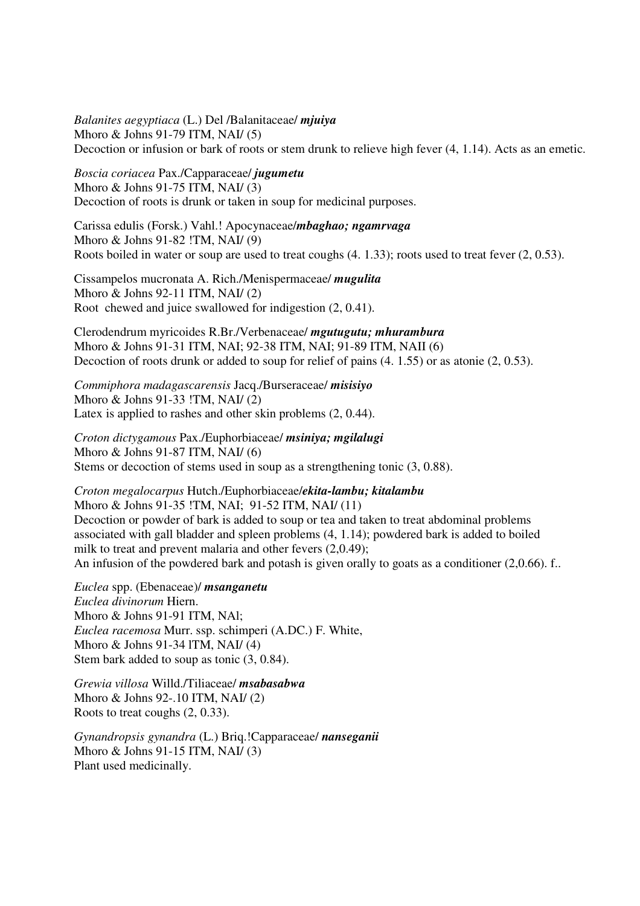*Balanites aegyptiaca* (L.) Del /Balanitaceae/ ***mjuiya***
Mhoro & Johns 91-79 ITM, NAI/ (5)
Decoction or infusion or bark of roots or stem drunk to relieve high fever (4, 1.14). Acts as an emetic.

*Boscia coriacea* Pax./Capparaceae/ ***jugumetu***
Mhoro & Johns 91-75 ITM, NAI/ (3)
Decoction of roots is drunk or taken in soup for medicinal purposes.

Carissa edulis (Forsk.) Vahl.! Apocynaceae/***mbaghao; ngamrvaga***
Mhoro & Johns 91-82 !TM, NAI/ (9)
Roots boiled in water or soup are used to treat coughs (4. 1.33); roots used to treat fever (2, 0.53).

Cissampelos mucronata A. Rich./Menispermaceae/ ***mugulita***
Mhoro & Johns 92-11 ITM, NAI/ (2)
Root chewed and juice swallowed for indigestion (2, 0.41).

Clerodendrum myricoides R.Br./Verbenaceae/ ***mgutugutu; mhurambura***
Mhoro & Johns 91-31 ITM, NAI; 92-38 ITM, NAI; 91-89 ITM, NAII (6)
Decoction of roots drunk or added to soup for relief of pains (4. 1.55) or as atonie (2, 0.53).

*Commiphora madagascarensis* Jacq./Burseraceae/ ***misisiyo***
Mhoro & Johns 91-33 !TM, NAI/ (2)
Latex is applied to rashes and other skin problems (2, 0.44).

*Croton dictygamous* Pax./Euphorbiaceae/ ***msiniya; mgilalugi***
Mhoro & Johns 91-87 ITM, NAI/ (6)
Stems or decoction of stems used in soup as a strengthening tonic (3, 0.88).

*Croton megalocarpus* Hutch./Euphorbiaceae/***ekita-lambu; kitalambu***
Mhoro & Johns 91-35 !TM, NAI; 91-52 ITM, NAI/ (11)
Decoction or powder of bark is added to soup or tea and taken to treat abdominal problems associated with gall bladder and spleen problems (4, 1.14); powdered bark is added to boiled milk to treat and prevent malaria and other fevers (2,0.49);
An infusion of the powdered bark and potash is given orally to goats as a conditioner (2,0.66). f..

*Euclea* spp. (Ebenaceae)/ ***msanganetu***
*Euclea divinorum* Hiern.
Mhoro & Johns 91-91 ITM, NAl;
*Euclea racemosa* Murr. ssp. schimperi (A.DC.) F. White,
Mhoro & Johns 91-34 lTM, NAI/ (4)
Stem bark added to soup as tonic (3, 0.84).

*Grewia villosa* Willd./Tiliaceae/ ***msabasabwa***
Mhoro & Johns 92-.10 ITM, NAI/ (2)
Roots to treat coughs (2, 0.33).

*Gynandropsis gynandra* (L.) Briq.!Capparaceae/ ***nanseganii***
Mhoro & Johns 91-15 ITM, NAI/ (3)
Plant used medicinally.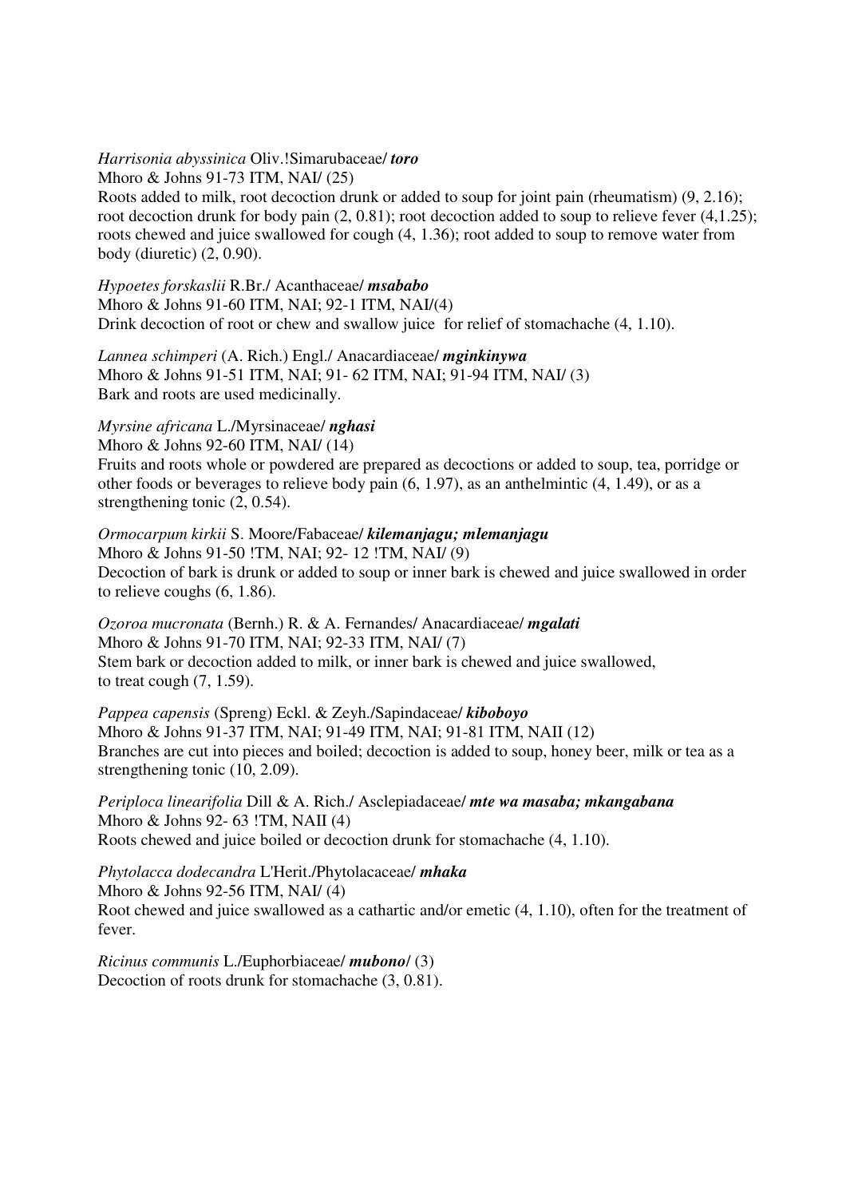*Harrisonia abyssinica* Oliv.!Simarubaceae/ ***toro***
Mhoro & Johns 91-73 ITM, NAI/ (25)
Roots added to milk, root decoction drunk or added to soup for joint pain (rheumatism) (9, 2.16); root decoction drunk for body pain (2, 0.81); root decoction added to soup to relieve fever (4,1.25); roots chewed and juice swallowed for cough (4, 1.36); root added to soup to remove water from body (diuretic) (2, 0.90).

*Hypoetes forskaslii* R.Br./ Acanthaceae/ ***msababo***
Mhoro & Johns 91-60 ITM, NAI; 92-1 ITM, NAI/(4)
Drink decoction of root or chew and swallow juice for relief of stomachache (4, 1.10).

*Lannea schimperi* (A. Rich.) Engl./ Anacardiaceae/ ***mginkinywa***
Mhoro & Johns 91-51 ITM, NAI; 91- 62 ITM, NAI; 91-94 ITM, NAI/ (3)
Bark and roots are used medicinally.

*Myrsine africana* L./Myrsinaceae/ ***nghasi***
Mhoro & Johns 92-60 ITM, NAI/ (14)
Fruits and roots whole or powdered are prepared as decoctions or added to soup, tea, porridge or other foods or beverages to relieve body pain (6, 1.97), as an anthelmintic (4, 1.49), or as a strengthening tonic (2, 0.54).

*Ormocarpum kirkii* S. Moore/Fabaceae/ ***kilemanjagu; mlemanjagu***
Mhoro & Johns 91-50 !TM, NAI; 92- 12 !TM, NAI/ (9)
Decoction of bark is drunk or added to soup or inner bark is chewed and juice swallowed in order to relieve coughs (6, 1.86).

*Ozoroa mucronata* (Bernh.) R. & A. Fernandes/ Anacardiaceae/ ***mgalati***
Mhoro & Johns 91-70 ITM, NAI; 92-33 ITM, NAI/ (7)
Stem bark or decoction added to milk, or inner bark is chewed and juice swallowed, to treat cough (7, 1.59).

*Pappea capensis* (Spreng) Eckl. & Zeyh./Sapindaceae/ ***kiboboyo***
Mhoro & Johns 91-37 ITM, NAI; 91-49 ITM, NAI; 91-81 ITM, NAII (12)
Branches are cut into pieces and boiled; decoction is added to soup, honey beer, milk or tea as a strengthening tonic (10, 2.09).

*Periploca linearifolia* Dill & A. Rich./ Asclepiadaceae/ ***mte wa masaba; mkangabana***
Mhoro & Johns 92- 63 !TM, NAII (4)
Roots chewed and juice boiled or decoction drunk for stomachache (4, 1.10).

*Phytolacca dodecandra* L'Herit./Phytolacaceae/ ***mhaka***
Mhoro & Johns 92-56 ITM, NAI/ (4)
Root chewed and juice swallowed as a cathartic and/or emetic (4, 1.10), often for the treatment of fever.

*Ricinus communis* L./Euphorbiaceae/ ***mubono***/ (3)
Decoction of roots drunk for stomachache (3, 0.81).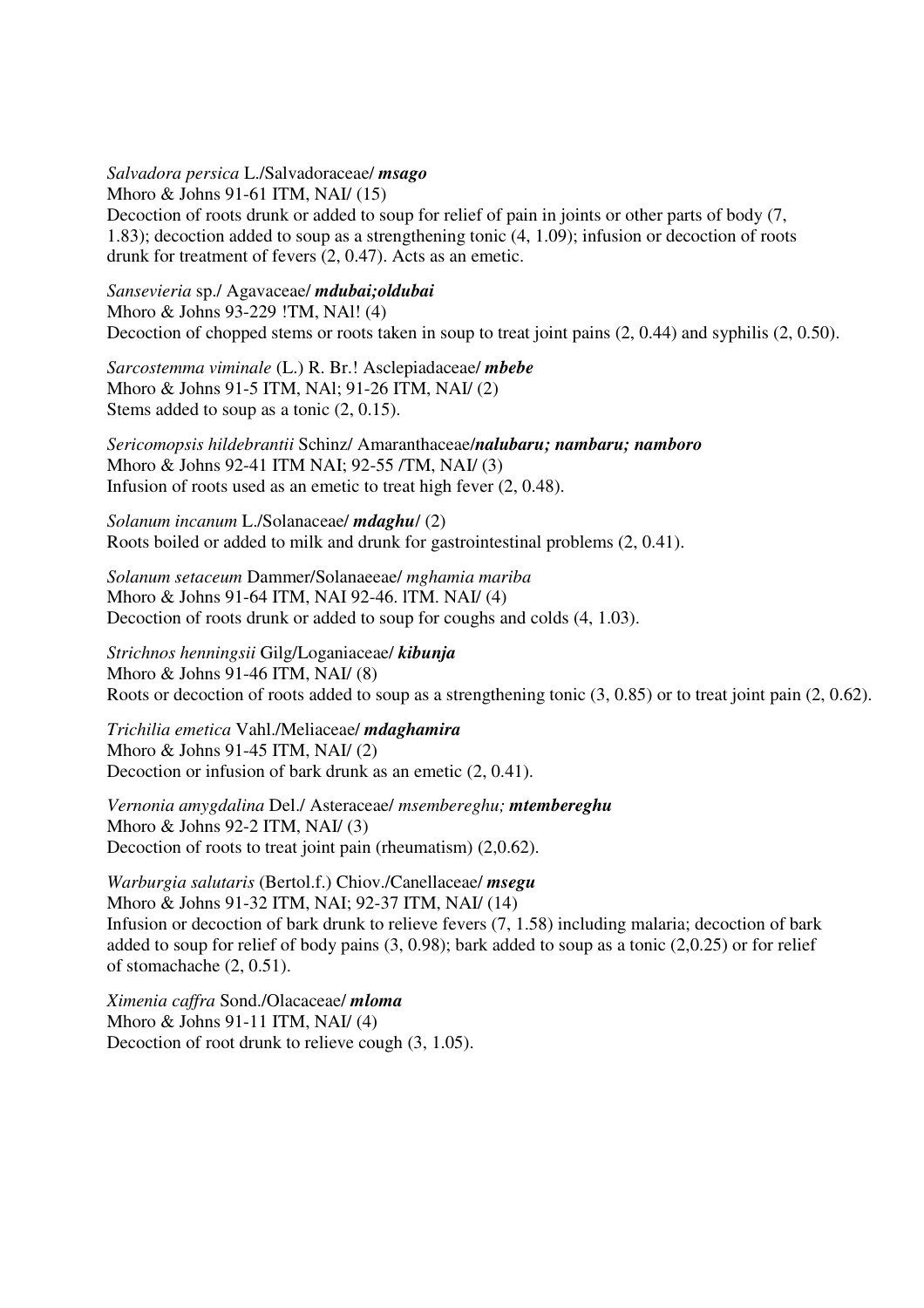*Salvadora persica* L./Salvadoraceae/ ***msago***
Mhoro & Johns 91-61 ITM, NAI/ (15)
Decoction of roots drunk or added to soup for relief of pain in joints or other parts of body (7, 1.83); decoction added to soup as a strengthening tonic (4, 1.09); infusion or decoction of roots drunk for treatment of fevers (2, 0.47). Acts as an emetic.

*Sansevieria* sp./ Agavaceae/ ***mdubai;oldubai***
Mhoro & Johns 93-229 !TM, NAl! (4)
Decoction of chopped stems or roots taken in soup to treat joint pains (2, 0.44) and syphilis (2, 0.50).

*Sarcostemma viminale* (L.) R. Br.! Asclepiadaceae/ ***mbebe***
Mhoro & Johns 91-5 ITM, NAl; 91-26 ITM, NAI/ (2)
Stems added to soup as a tonic (2, 0.15).

*Sericomopsis hildebrantii* Schinz/ Amaranthaceae/***nalubaru; nambaru; namboro***
Mhoro & Johns 92-41 ITM NAI; 92-55 /TM, NAI/ (3)
Infusion of roots used as an emetic to treat high fever (2, 0.48).

*Solanum incanum* L./Solanaceae/ ***mdaghu***/ (2)
Roots boiled or added to milk and drunk for gastrointestinal problems (2, 0.41).

*Solanum setaceum* Dammer/Solanaeeae/ *mghamia mariba*
Mhoro & Johns 91-64 ITM, NAI 92-46. lTM. NAI/ (4)
Decoction of roots drunk or added to soup for coughs and colds (4, 1.03).

*Strichnos henningsii* Gilg/Loganiaceae/ ***kibunja***
Mhoro & Johns 91-46 ITM, NAI/ (8)
Roots or decoction of roots added to soup as a strengthening tonic (3, 0.85) or to treat joint pain (2, 0.62).

*Trichilia emetica* Vahl./Meliaceae/ ***mdaghamira***
Mhoro & Johns 91-45 ITM, NAI/ (2)
Decoction or infusion of bark drunk as an emetic (2, 0.41).

*Vernonia amygdalina* Del./ Asteraceae/ *msembereghu;* ***mtembereghu***
Mhoro & Johns 92-2 ITM, NAI/ (3)
Decoction of roots to treat joint pain (rheumatism) (2,0.62).

*Warburgia salutaris* (Bertol.f.) Chiov./Canellaceae/ ***msegu***
Mhoro & Johns 91-32 ITM, NAI; 92-37 ITM, NAI/ (14)
Infusion or decoction of bark drunk to relieve fevers (7, 1.58) including malaria; decoction of bark added to soup for relief of body pains (3, 0.98); bark added to soup as a tonic (2,0.25) or for relief of stomachache (2, 0.51).

*Ximenia caffra* Sond./Olacaceae/ ***mloma***
Mhoro & Johns 91-11 ITM, NAI/ (4)
Decoction of root drunk to relieve cough (3, 1.05).